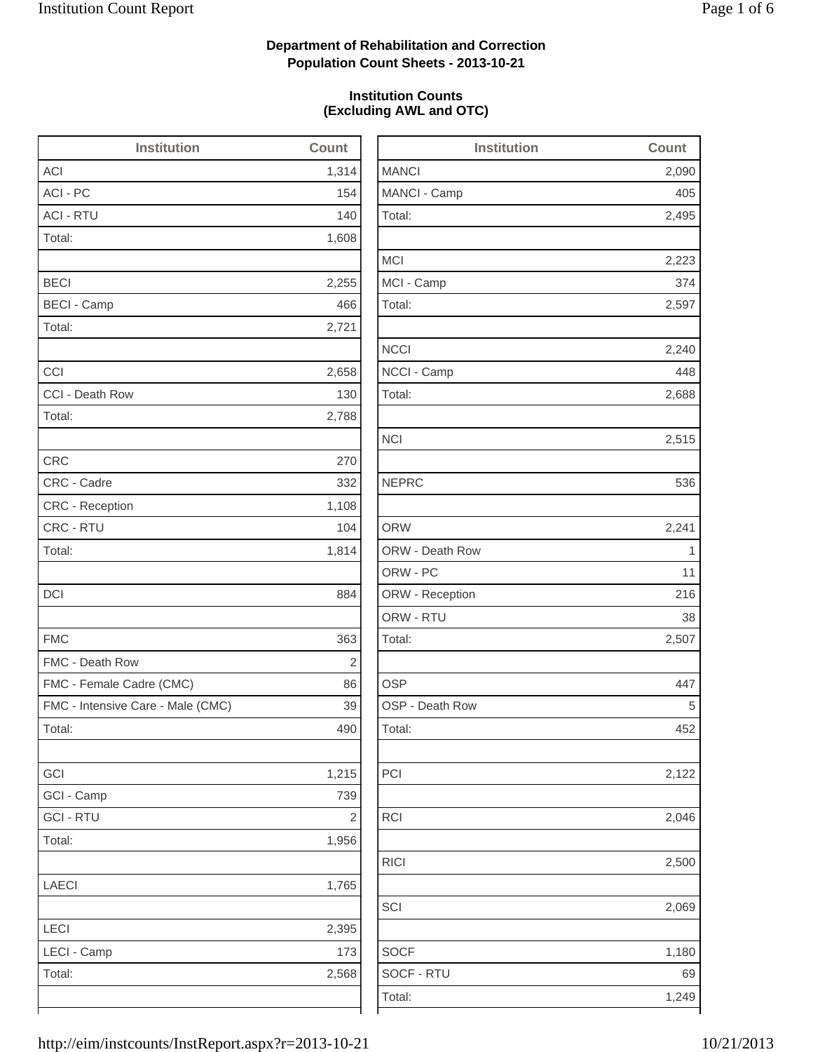**Department of Rehabilitation and Correction**
**Population Count Sheets - 2013-10-21**

**Institution Counts**
**(Excluding AWL and OTC)**

| Institution | Count |
|---|---|
| ACI | 1,314 |
| ACI - PC | 154 |
| ACI - RTU | 140 |
| Total: | 1,608 |
| | |
| BECI | 2,255 |
| BECI - Camp | 466 |
| Total: | 2,721 |
| | |
| CCI | 2,658 |
| CCI - Death Row | 130 |
| Total: | 2,788 |
| | |
| CRC | 270 |
| CRC - Cadre | 332 |
| CRC - Reception | 1,108 |
| CRC - RTU | 104 |
| Total: | 1,814 |
| | |
| DCI | 884 |
| | |
| FMC | 363 |
| FMC - Death Row | 2 |
| FMC - Female Cadre (CMC) | 86 |
| FMC - Intensive Care - Male (CMC) | 39 |
| Total: | 490 |
| | |
| GCI | 1,215 |
| GCI - Camp | 739 |
| GCI - RTU | 2 |
| Total: | 1,956 |
| | |
| LAECI | 1,765 |
| | |
| LECI | 2,395 |
| LECI - Camp | 173 |
| Total: | 2,568 |
| | |

| Institution | Count |
|---|---|
| MANCI | 2,090 |
| MANCI - Camp | 405 |
| Total: | 2,495 |
| | |
| MCI | 2,223 |
| MCI - Camp | 374 |
| Total: | 2,597 |
| | |
| NCCI | 2,240 |
| NCCI - Camp | 448 |
| Total: | 2,688 |
| | |
| NCI | 2,515 |
| | |
| NEPRC | 536 |
| | |
| ORW | 2,241 |
| ORW - Death Row | 1 |
| ORW - PC | 11 |
| ORW - Reception | 216 |
| ORW - RTU | 38 |
| Total: | 2,507 |
| | |
| OSP | 447 |
| OSP - Death Row | 5 |
| Total: | 452 |
| | |
| PCI | 2,122 |
| | |
| RCI | 2,046 |
| | |
| RICI | 2,500 |
| | |
| SCI | 2,069 |
| | |
| SOCF | 1,180 |
| SOCF - RTU | 69 |
| Total: | 1,249 |
| | |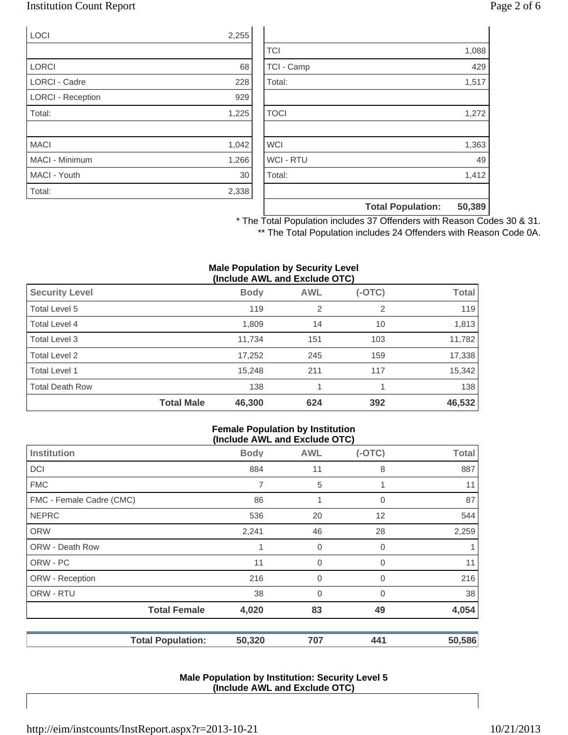| | |
|---|---|
| LOCI | 2,255 |
| | |
| LORCI | 68 |
| LORCI - Cadre | 228 |
| LORCI - Reception | 929 |
| Total: | 1,225 |
| | |
| MACI | 1,042 |
| MACI - Minimum | 1,266 |
| MACI - Youth | 30 |
| Total: | 2,338 |

| | |
|---|---|
| | |
| TCI | 1,088 |
| TCI - Camp | 429 |
| Total: | 1,517 |
| | |
| TOCI | 1,272 |
| | |
| WCI | 1,363 |
| WCI - RTU | 49 |
| Total: | 1,412 |
| | |
| **Total Population:** | **50,389** |

\* The Total Population includes 37 Offenders with Reason Codes 30 & 31.

\** The Total Population includes 24 Offenders with Reason Code 0A.

**Male Population by Security Level (Include AWL and Exclude OTC)**

| Security Level | Body | AWL | (-OTC) | Total |
|---|---|---|---|---|
| Total Level 5 | 119 | 2 | 2 | 119 |
| Total Level 4 | 1,809 | 14 | 10 | 1,813 |
| Total Level 3 | 11,734 | 151 | 103 | 11,782 |
| Total Level 2 | 17,252 | 245 | 159 | 17,338 |
| Total Level 1 | 15,248 | 211 | 117 | 15,342 |
| Total Death Row | 138 | 1 | 1 | 138 |
| **Total Male** | **46,300** | **624** | **392** | **46,532** |

**Female Population by Institution (Include AWL and Exclude OTC)**

| Institution | Body | AWL | (-OTC) | Total |
|---|---|---|---|---|
| DCI | 884 | 11 | 8 | 887 |
| FMC | 7 | 5 | 1 | 11 |
| FMC - Female Cadre (CMC) | 86 | 1 | 0 | 87 |
| NEPRC | 536 | 20 | 12 | 544 |
| ORW | 2,241 | 46 | 28 | 2,259 |
| ORW - Death Row | 1 | 0 | 0 | 1 |
| ORW - PC | 11 | 0 | 0 | 11 |
| ORW - Reception | 216 | 0 | 0 | 216 |
| ORW - RTU | 38 | 0 | 0 | 38 |
| **Total Female** | **4,020** | **83** | **49** | **4,054** |

| | Body | AWL | (-OTC) | Total |
|---|---|---|---|---|
| **Total Population:** | **50,320** | **707** | **441** | **50,586** |

**Male Population by Institution: Security Level 5 (Include AWL and Exclude OTC)**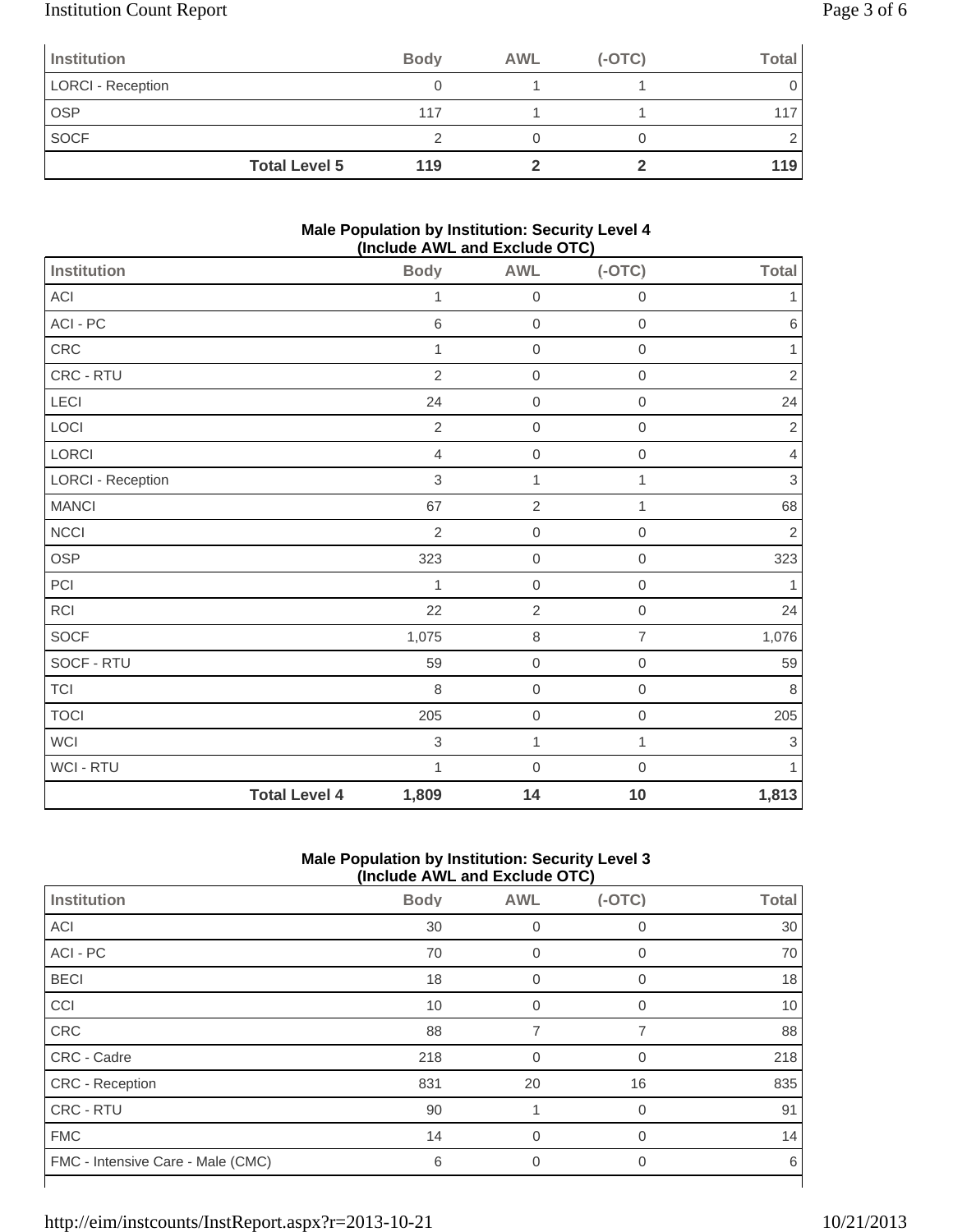| Institution | Body | AWL | (-OTC) | Total |
|---|---|---|---|---|
| LORCI - Reception | 0 | 1 | 1 | 0 |
| OSP | 117 | 1 | 1 | 117 |
| SOCF | 2 | 0 | 0 | 2 |
| **Total Level 5** | **119** | **2** | **2** | **119** |

**Male Population by Institution: Security Level 4 (Include AWL and Exclude OTC)**

| Institution | Body | AWL | (-OTC) | Total |
|---|---|---|---|---|
| ACI | 1 | 0 | 0 | 1 |
| ACI - PC | 6 | 0 | 0 | 6 |
| CRC | 1 | 0 | 0 | 1 |
| CRC - RTU | 2 | 0 | 0 | 2 |
| LECI | 24 | 0 | 0 | 24 |
| LOCI | 2 | 0 | 0 | 2 |
| LORCI | 4 | 0 | 0 | 4 |
| LORCI - Reception | 3 | 1 | 1 | 3 |
| MANCI | 67 | 2 | 1 | 68 |
| NCCI | 2 | 0 | 0 | 2 |
| OSP | 323 | 0 | 0 | 323 |
| PCI | 1 | 0 | 0 | 1 |
| RCI | 22 | 2 | 0 | 24 |
| SOCF | 1,075 | 8 | 7 | 1,076 |
| SOCF - RTU | 59 | 0 | 0 | 59 |
| TCI | 8 | 0 | 0 | 8 |
| TOCI | 205 | 0 | 0 | 205 |
| WCI | 3 | 1 | 1 | 3 |
| WCI - RTU | 1 | 0 | 0 | 1 |
| **Total Level 4** | **1,809** | **14** | **10** | **1,813** |

**Male Population by Institution: Security Level 3 (Include AWL and Exclude OTC)**

| Institution | Body | AWL | (-OTC) | Total |
|---|---|---|---|---|
| ACI | 30 | 0 | 0 | 30 |
| ACI - PC | 70 | 0 | 0 | 70 |
| BECI | 18 | 0 | 0 | 18 |
| CCI | 10 | 0 | 0 | 10 |
| CRC | 88 | 7 | 7 | 88 |
| CRC - Cadre | 218 | 0 | 0 | 218 |
| CRC - Reception | 831 | 20 | 16 | 835 |
| CRC - RTU | 90 | 1 | 0 | 91 |
| FMC | 14 | 0 | 0 | 14 |
| FMC - Intensive Care - Male (CMC) | 6 | 0 | 0 | 6 |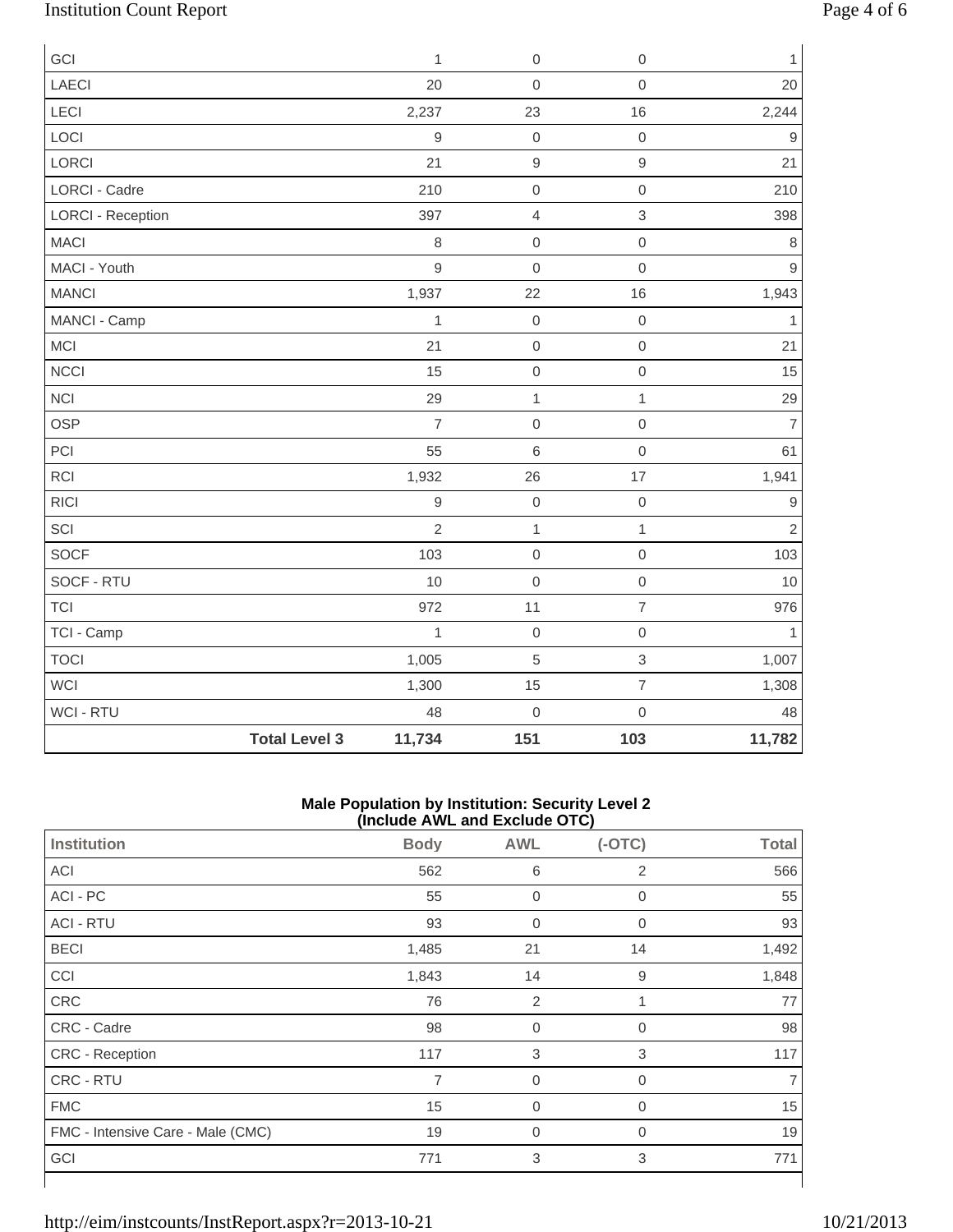| | Body | AWL | (-OTC) | Total |
|---|---|---|---|---|
| GCI | 1 | 0 | 0 | 1 |
| LAECI | 20 | 0 | 0 | 20 |
| LECI | 2,237 | 23 | 16 | 2,244 |
| LOCI | 9 | 0 | 0 | 9 |
| LORCI | 21 | 9 | 9 | 21 |
| LORCI - Cadre | 210 | 0 | 0 | 210 |
| LORCI - Reception | 397 | 4 | 3 | 398 |
| MACI | 8 | 0 | 0 | 8 |
| MACI - Youth | 9 | 0 | 0 | 9 |
| MANCI | 1,937 | 22 | 16 | 1,943 |
| MANCI - Camp | 1 | 0 | 0 | 1 |
| MCI | 21 | 0 | 0 | 21 |
| NCCI | 15 | 0 | 0 | 15 |
| NCI | 29 | 1 | 1 | 29 |
| OSP | 7 | 0 | 0 | 7 |
| PCI | 55 | 6 | 0 | 61 |
| RCI | 1,932 | 26 | 17 | 1,941 |
| RICI | 9 | 0 | 0 | 9 |
| SCI | 2 | 1 | 1 | 2 |
| SOCF | 103 | 0 | 0 | 103 |
| SOCF - RTU | 10 | 0 | 0 | 10 |
| TCI | 972 | 11 | 7 | 976 |
| TCI - Camp | 1 | 0 | 0 | 1 |
| TOCI | 1,005 | 5 | 3 | 1,007 |
| WCI | 1,300 | 15 | 7 | 1,308 |
| WCI - RTU | 48 | 0 | 0 | 48 |
| **Total Level 3** | **11,734** | **151** | **103** | **11,782** |

**Male Population by Institution: Security Level 2**
**(Include AWL and Exclude OTC)**

| Institution | Body | AWL | (-OTC) | Total |
|---|---|---|---|---|
| ACI | 562 | 6 | 2 | 566 |
| ACI - PC | 55 | 0 | 0 | 55 |
| ACI - RTU | 93 | 0 | 0 | 93 |
| BECI | 1,485 | 21 | 14 | 1,492 |
| CCI | 1,843 | 14 | 9 | 1,848 |
| CRC | 76 | 2 | 1 | 77 |
| CRC - Cadre | 98 | 0 | 0 | 98 |
| CRC - Reception | 117 | 3 | 3 | 117 |
| CRC - RTU | 7 | 0 | 0 | 7 |
| FMC | 15 | 0 | 0 | 15 |
| FMC - Intensive Care - Male (CMC) | 19 | 0 | 0 | 19 |
| GCI | 771 | 3 | 3 | 771 |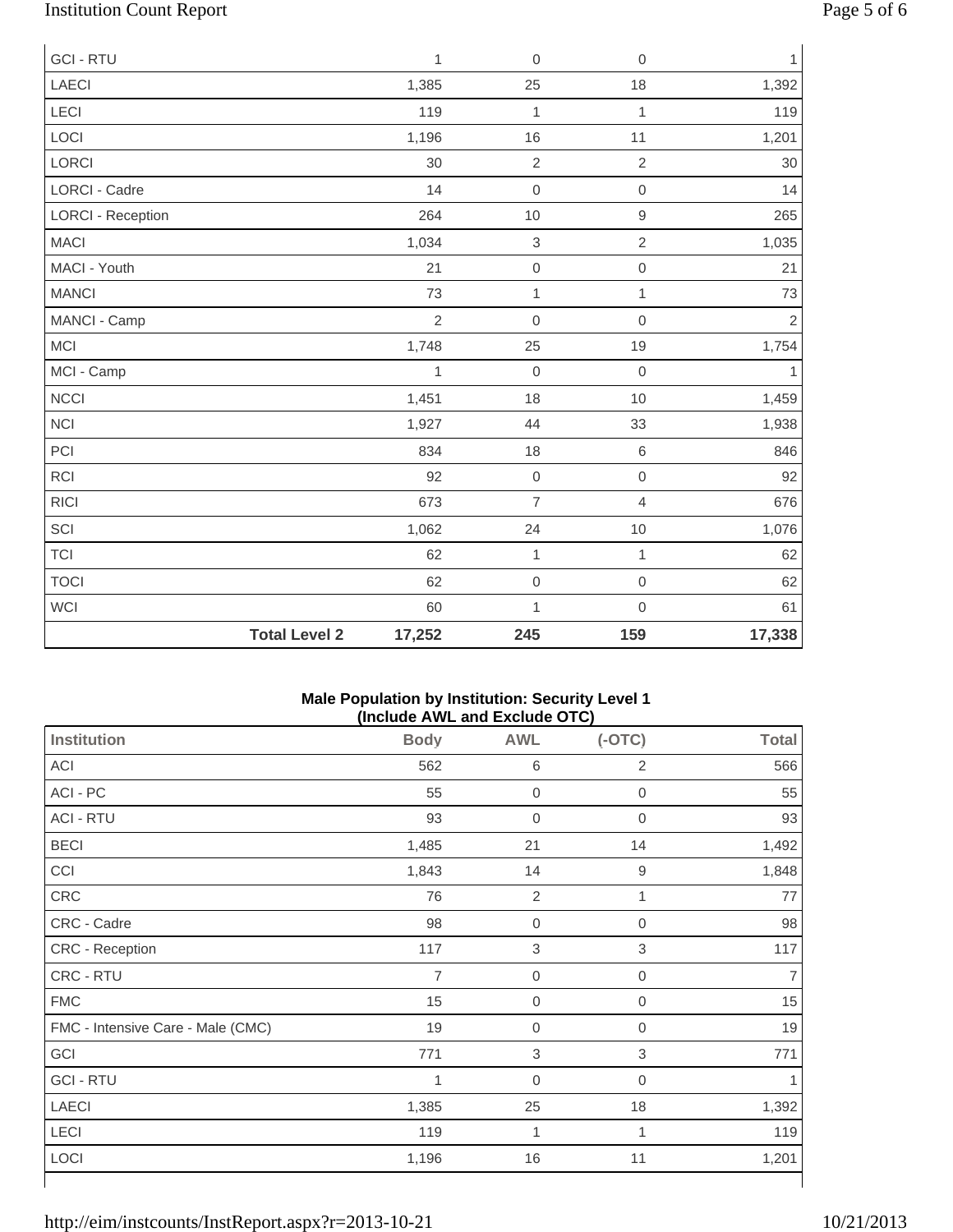| | | | | |
|---|---|---|---|---|
| GCI - RTU | 1 | 0 | 0 | 1 |
| LAECI | 1,385 | 25 | 18 | 1,392 |
| LECI | 119 | 1 | 1 | 119 |
| LOCI | 1,196 | 16 | 11 | 1,201 |
| LORCI | 30 | 2 | 2 | 30 |
| LORCI - Cadre | 14 | 0 | 0 | 14 |
| LORCI - Reception | 264 | 10 | 9 | 265 |
| MACI | 1,034 | 3 | 2 | 1,035 |
| MACI - Youth | 21 | 0 | 0 | 21 |
| MANCI | 73 | 1 | 1 | 73 |
| MANCI - Camp | 2 | 0 | 0 | 2 |
| MCI | 1,748 | 25 | 19 | 1,754 |
| MCI - Camp | 1 | 0 | 0 | 1 |
| NCCI | 1,451 | 18 | 10 | 1,459 |
| NCI | 1,927 | 44 | 33 | 1,938 |
| PCI | 834 | 18 | 6 | 846 |
| RCI | 92 | 0 | 0 | 92 |
| RICI | 673 | 7 | 4 | 676 |
| SCI | 1,062 | 24 | 10 | 1,076 |
| TCI | 62 | 1 | 1 | 62 |
| TOCI | 62 | 0 | 0 | 62 |
| WCI | 60 | 1 | 0 | 61 |
| **Total Level 2** | **17,252** | **245** | **159** | **17,338** |

**Male Population by Institution: Security Level 1 (Include AWL and Exclude OTC)**

| Institution | Body | AWL | (-OTC) | Total |
|---|---|---|---|---|
| ACI | 562 | 6 | 2 | 566 |
| ACI - PC | 55 | 0 | 0 | 55 |
| ACI - RTU | 93 | 0 | 0 | 93 |
| BECI | 1,485 | 21 | 14 | 1,492 |
| CCI | 1,843 | 14 | 9 | 1,848 |
| CRC | 76 | 2 | 1 | 77 |
| CRC - Cadre | 98 | 0 | 0 | 98 |
| CRC - Reception | 117 | 3 | 3 | 117 |
| CRC - RTU | 7 | 0 | 0 | 7 |
| FMC | 15 | 0 | 0 | 15 |
| FMC - Intensive Care - Male (CMC) | 19 | 0 | 0 | 19 |
| GCI | 771 | 3 | 3 | 771 |
| GCI - RTU | 1 | 0 | 0 | 1 |
| LAECI | 1,385 | 25 | 18 | 1,392 |
| LECI | 119 | 1 | 1 | 119 |
| LOCI | 1,196 | 16 | 11 | 1,201 |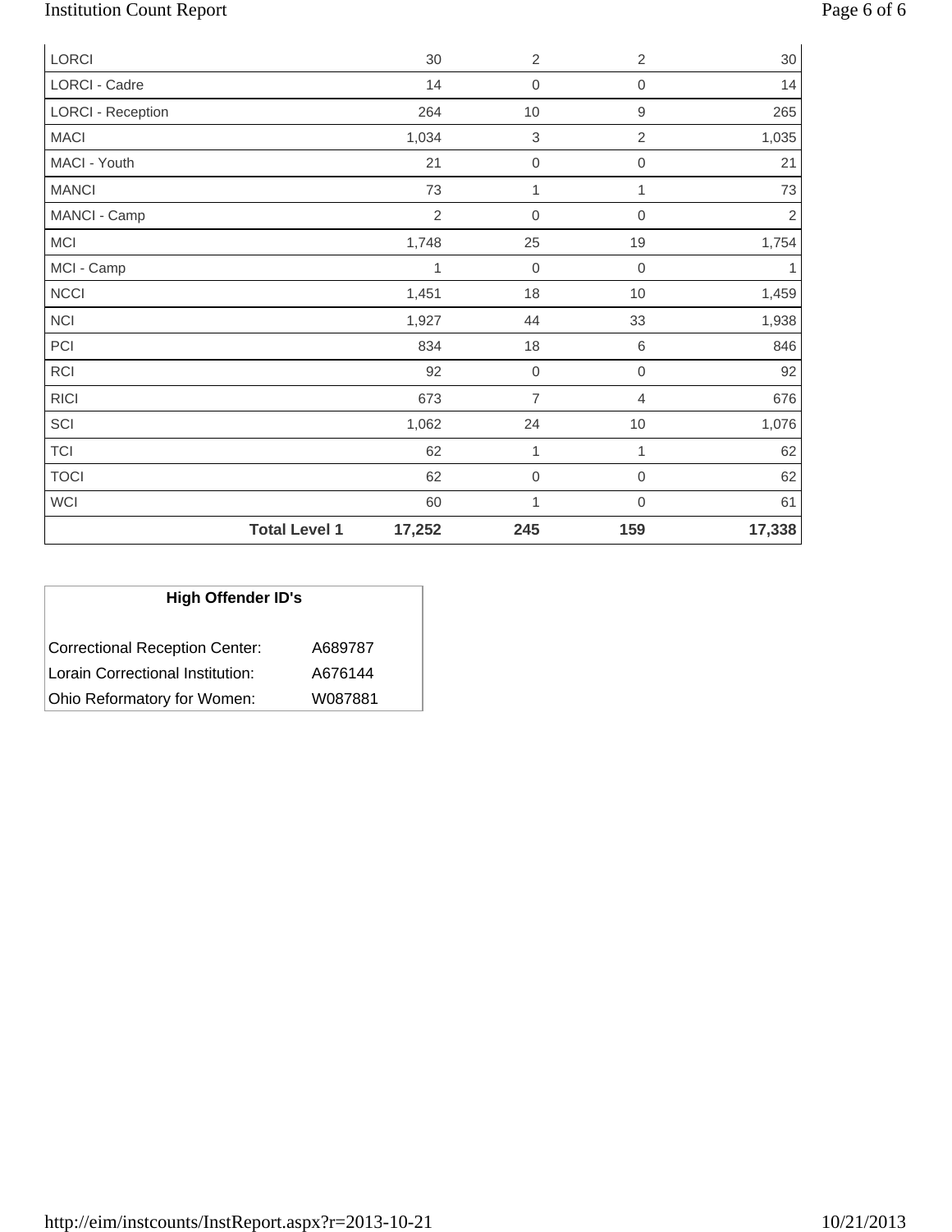| | | | | |
|---|---|---|---|---|
| LORCI | 30 | 2 | 2 | 30 |
| LORCI - Cadre | 14 | 0 | 0 | 14 |
| LORCI - Reception | 264 | 10 | 9 | 265 |
| MACI | 1,034 | 3 | 2 | 1,035 |
| MACI - Youth | 21 | 0 | 0 | 21 |
| MANCI | 73 | 1 | 1 | 73 |
| MANCI - Camp | 2 | 0 | 0 | 2 |
| MCI | 1,748 | 25 | 19 | 1,754 |
| MCI - Camp | 1 | 0 | 0 | 1 |
| NCCI | 1,451 | 18 | 10 | 1,459 |
| NCI | 1,927 | 44 | 33 | 1,938 |
| PCI | 834 | 18 | 6 | 846 |
| RCI | 92 | 0 | 0 | 92 |
| RICI | 673 | 7 | 4 | 676 |
| SCI | 1,062 | 24 | 10 | 1,076 |
| TCI | 62 | 1 | 1 | 62 |
| TOCI | 62 | 0 | 0 | 62 |
| WCI | 60 | 1 | 0 | 61 |
| **Total Level 1** | **17,252** | **245** | **159** | **17,338** |

| **High Offender ID's** | |
|---|---|
| Correctional Reception Center: | A689787 |
| Lorain Correctional Institution: | A676144 |
| Ohio Reformatory for Women: | W087881 |